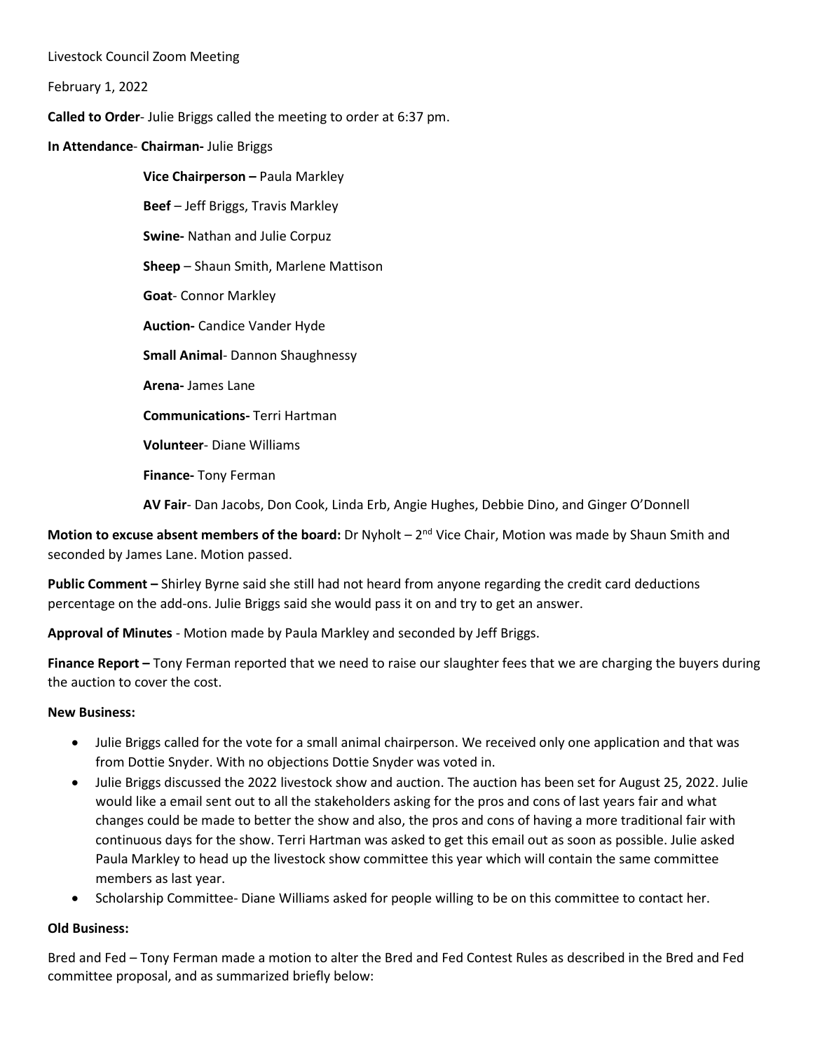Livestock Council Zoom Meeting

February 1, 2022

**Called to Order**- Julie Briggs called the meeting to order at 6:37 pm.

**In Attendance**- **Chairman-** Julie Briggs

**Vice Chairperson –** Paula Markley

**Beef** – Jeff Briggs, Travis Markley

**Swine-** Nathan and Julie Corpuz

**Sheep** – Shaun Smith, Marlene Mattison

**Goat**- Connor Markley

**Auction-** Candice Vander Hyde

**Small Animal**- Dannon Shaughnessy

**Arena-** James Lane

**Communications-** Terri Hartman

**Volunteer**- Diane Williams

**Finance-** Tony Ferman

**AV Fair**- Dan Jacobs, Don Cook, Linda Erb, Angie Hughes, Debbie Dino, and Ginger O'Donnell

**Motion to excuse absent members of the board:** Dr Nyholt – 2nd Vice Chair, Motion was made by Shaun Smith and seconded by James Lane. Motion passed.

**Public Comment –** Shirley Byrne said she still had not heard from anyone regarding the credit card deductions percentage on the add-ons. Julie Briggs said she would pass it on and try to get an answer.

**Approval of Minutes** - Motion made by Paula Markley and seconded by Jeff Briggs.

**Finance Report –** Tony Ferman reported that we need to raise our slaughter fees that we are charging the buyers during the auction to cover the cost.

**New Business:**

- Julie Briggs called for the vote for a small animal chairperson. We received only one application and that was from Dottie Snyder. With no objections Dottie Snyder was voted in.
- Julie Briggs discussed the 2022 livestock show and auction. The auction has been set for August 25, 2022. Julie would like a email sent out to all the stakeholders asking for the pros and cons of last years fair and what changes could be made to better the show and also, the pros and cons of having a more traditional fair with continuous days for the show. Terri Hartman was asked to get this email out as soon as possible. Julie asked Paula Markley to head up the livestock show committee this year which will contain the same committee members as last year.
- Scholarship Committee- Diane Williams asked for people willing to be on this committee to contact her.

**Old Business:**

Bred and Fed – Tony Ferman made a motion to alter the Bred and Fed Contest Rules as described in the Bred and Fed committee proposal, and as summarized briefly below: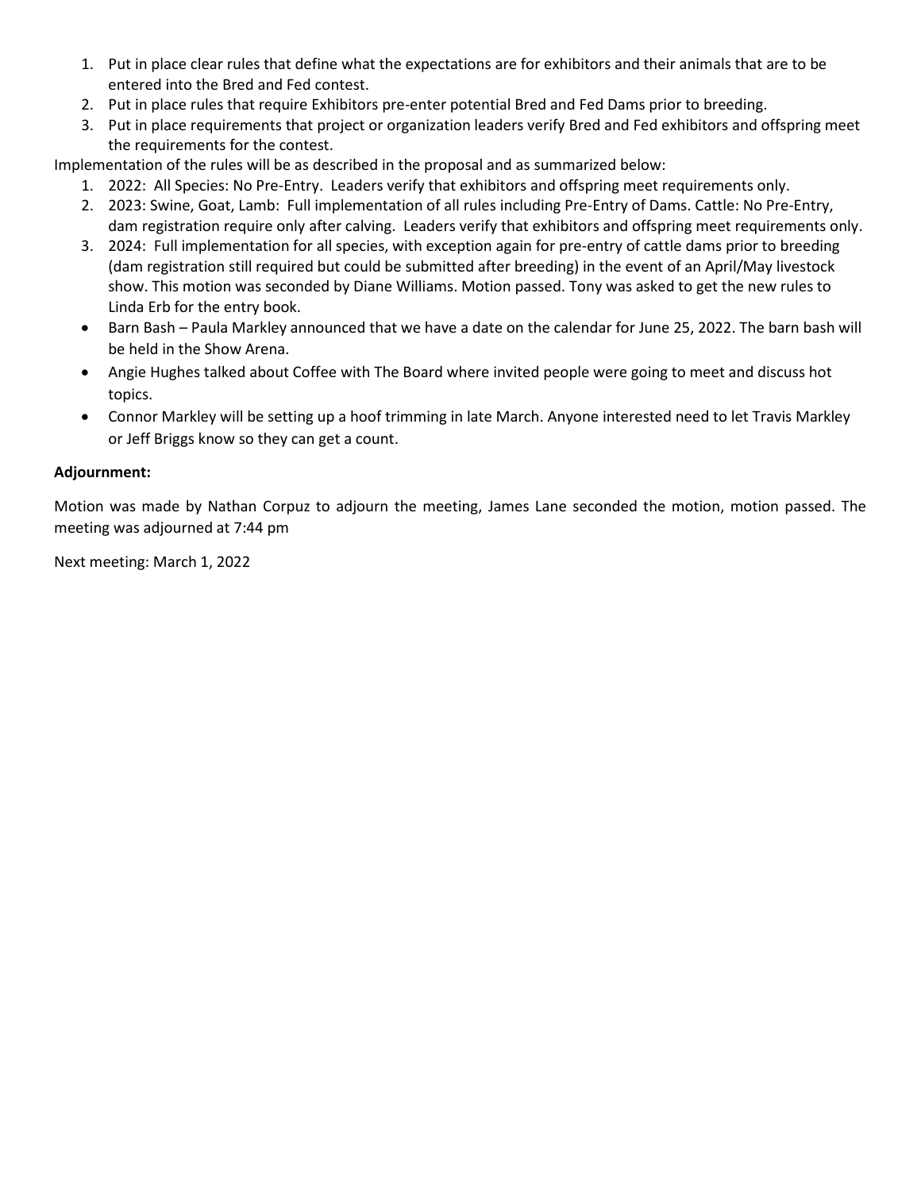1. Put in place clear rules that define what the expectations are for exhibitors and their animals that are to be entered into the Bred and Fed contest.
2. Put in place rules that require Exhibitors pre-enter potential Bred and Fed Dams prior to breeding.
3. Put in place requirements that project or organization leaders verify Bred and Fed exhibitors and offspring meet the requirements for the contest.

Implementation of the rules will be as described in the proposal and as summarized below:

1. 2022: All Species: No Pre-Entry. Leaders verify that exhibitors and offspring meet requirements only.
2. 2023: Swine, Goat, Lamb: Full implementation of all rules including Pre-Entry of Dams. Cattle: No Pre-Entry, dam registration require only after calving. Leaders verify that exhibitors and offspring meet requirements only.
3. 2024: Full implementation for all species, with exception again for pre-entry of cattle dams prior to breeding (dam registration still required but could be submitted after breeding) in the event of an April/May livestock show. This motion was seconded by Diane Williams. Motion passed. Tony was asked to get the new rules to Linda Erb for the entry book.

- Barn Bash – Paula Markley announced that we have a date on the calendar for June 25, 2022. The barn bash will be held in the Show Arena.
- Angie Hughes talked about Coffee with The Board where invited people were going to meet and discuss hot topics.
- Connor Markley will be setting up a hoof trimming in late March. Anyone interested need to let Travis Markley or Jeff Briggs know so they can get a count.

**Adjournment:**

Motion was made by Nathan Corpuz to adjourn the meeting, James Lane seconded the motion, motion passed. The meeting was adjourned at 7:44 pm

Next meeting: March 1, 2022